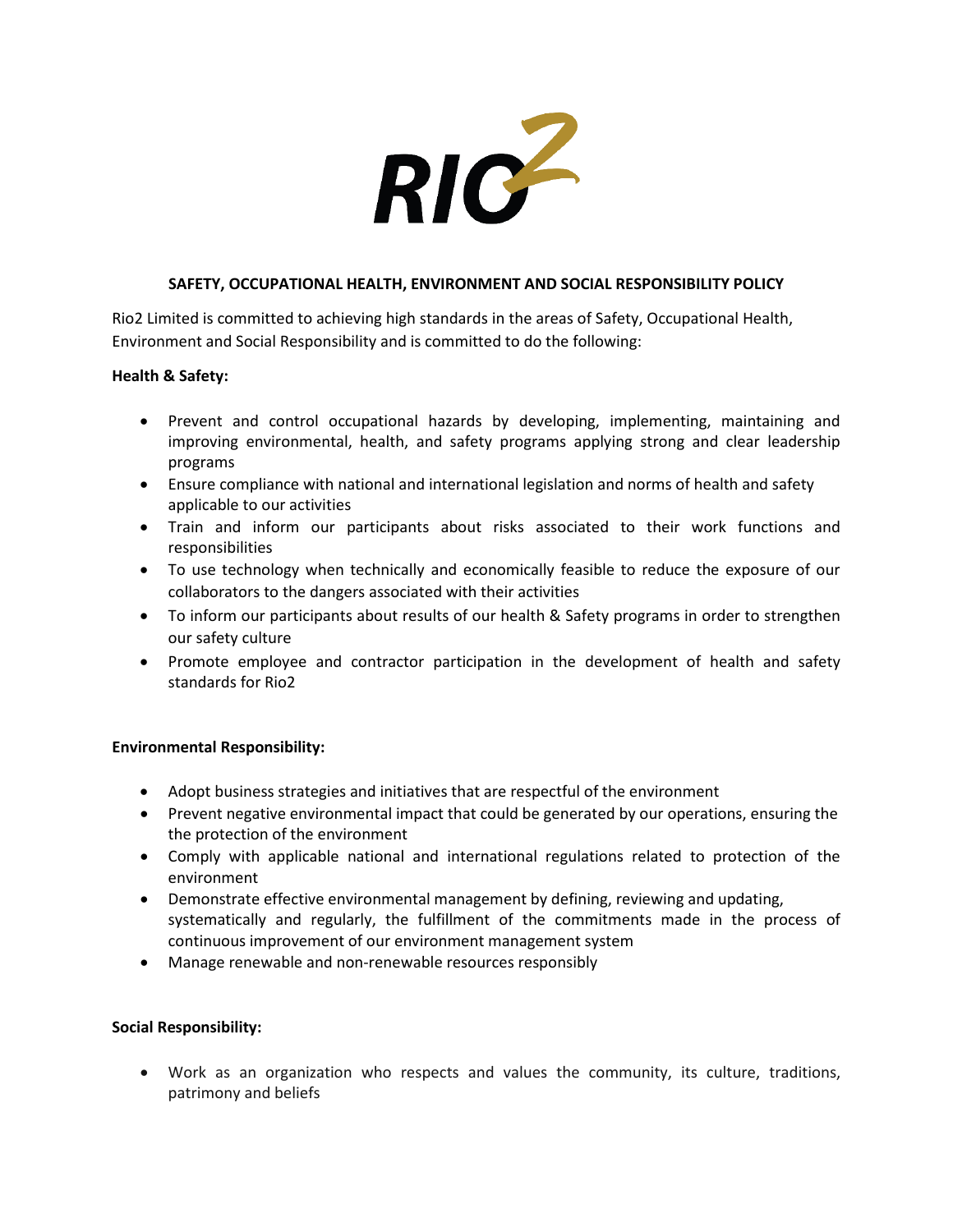RIO2

**SAFETY, OCCUPATIONAL HEALTH, ENVIRONMENT AND SOCIAL RESPONSIBILITY POLICY**

Rio2 Limited is committed to achieving high standards in the areas of Safety, Occupational Health, Environment and Social Responsibility and is committed to do the following:

**Health & Safety:**

- Prevent and control occupational hazards by developing, implementing, maintaining and improving environmental, health, and safety programs applying strong and clear leadership programs
- Ensure compliance with national and international legislation and norms of health and safety applicable to our activities
- Train and inform our participants about risks associated to their work functions and responsibilities
- To use technology when technically and economically feasible to reduce the exposure of our collaborators to the dangers associated with their activities
- To inform our participants about results of our health & Safety programs in order to strengthen our safety culture
- Promote employee and contractor participation in the development of health and safety standards for Rio2

**Environmental Responsibility:**

- Adopt business strategies and initiatives that are respectful of the environment
- Prevent negative environmental impact that could be generated by our operations, ensuring the the protection of the environment
- Comply with applicable national and international regulations related to protection of the environment
- Demonstrate effective environmental management by defining, reviewing and updating, systematically and regularly, the fulfillment of the commitments made in the process of continuous improvement of our environment management system
- Manage renewable and non-renewable resources responsibly

**Social Responsibility:**

- Work as an organization who respects and values the community, its culture, traditions, patrimony and beliefs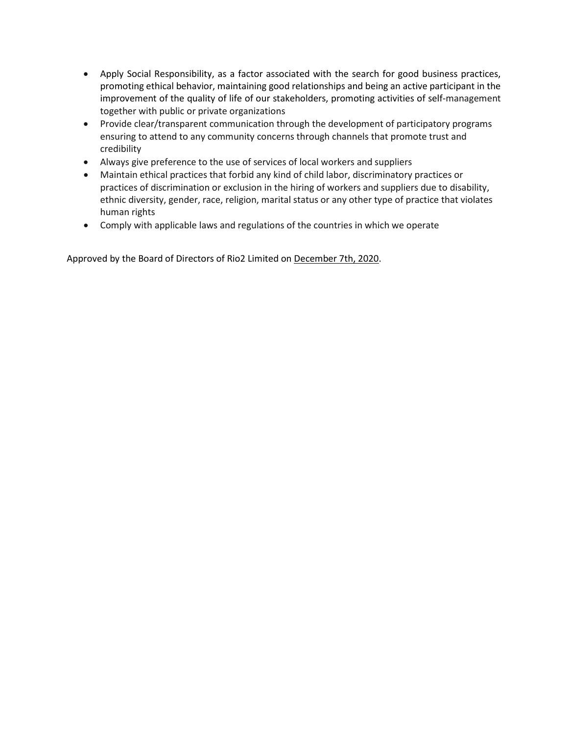- Apply Social Responsibility, as a factor associated with the search for good business practices, promoting ethical behavior, maintaining good relationships and being an active participant in the improvement of the quality of life of our stakeholders, promoting activities of self-management together with public or private organizations
- Provide clear/transparent communication through the development of participatory programs ensuring to attend to any community concerns through channels that promote trust and credibility
- Always give preference to the use of services of local workers and suppliers
- Maintain ethical practices that forbid any kind of child labor, discriminatory practices or practices of discrimination or exclusion in the hiring of workers and suppliers due to disability, ethnic diversity, gender, race, religion, marital status or any other type of practice that violates human rights
- Comply with applicable laws and regulations of the countries in which we operate

Approved by the Board of Directors of Rio2 Limited on December 7th, 2020.